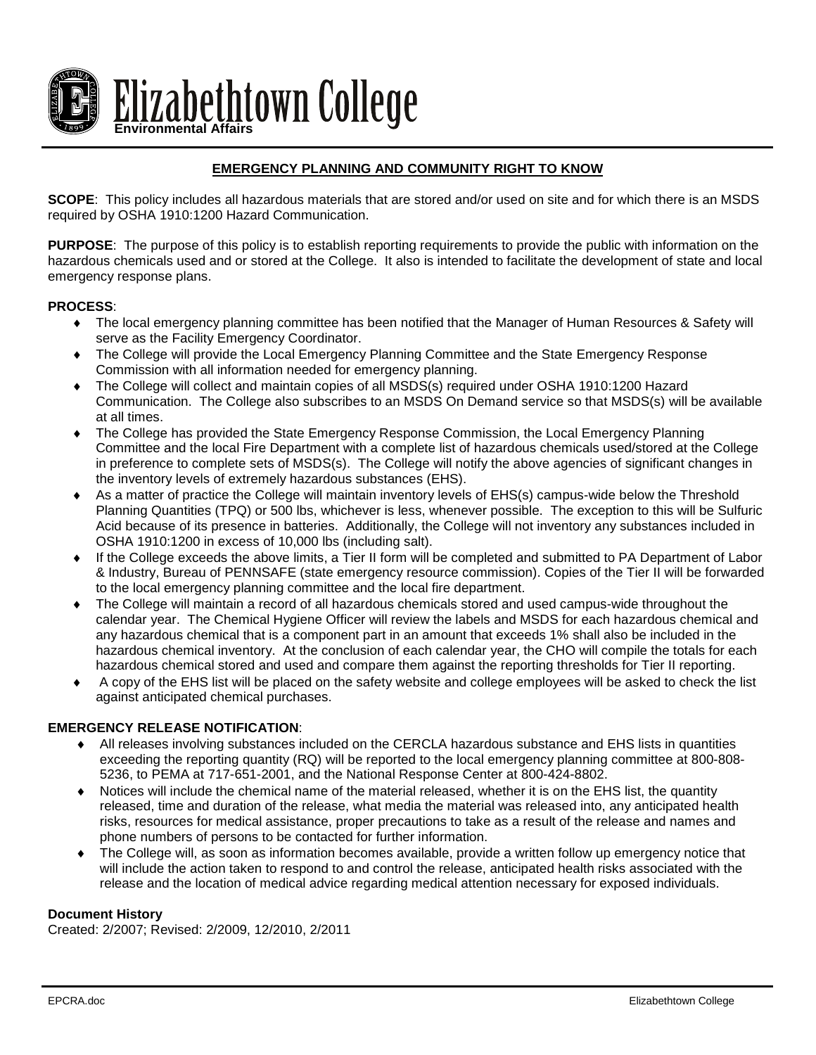# Elizabethtown College

**Environmental Affairs**

## EMERGENCY PLANNING AND COMMUNITY RIGHT TO KNOW

**SCOPE**: This policy includes all hazardous materials that are stored and/or used on site and for which there is an MSDS required by OSHA 1910:1200 Hazard Communication.

**PURPOSE**: The purpose of this policy is to establish reporting requirements to provide the public with information on the hazardous chemicals used and or stored at the College. It also is intended to facilitate the development of state and local emergency response plans.

**PROCESS**:

- The local emergency planning committee has been notified that the Manager of Human Resources & Safety will serve as the Facility Emergency Coordinator.
- The College will provide the Local Emergency Planning Committee and the State Emergency Response Commission with all information needed for emergency planning.
- The College will collect and maintain copies of all MSDS(s) required under OSHA 1910:1200 Hazard Communication. The College also subscribes to an MSDS On Demand service so that MSDS(s) will be available at all times.
- The College has provided the State Emergency Response Commission, the Local Emergency Planning Committee and the local Fire Department with a complete list of hazardous chemicals used/stored at the College in preference to complete sets of MSDS(s). The College will notify the above agencies of significant changes in the inventory levels of extremely hazardous substances (EHS).
- As a matter of practice the College will maintain inventory levels of EHS(s) campus-wide below the Threshold Planning Quantities (TPQ) or 500 lbs, whichever is less, whenever possible. The exception to this will be Sulfuric Acid because of its presence in batteries. Additionally, the College will not inventory any substances included in OSHA 1910:1200 in excess of 10,000 lbs (including salt).
- If the College exceeds the above limits, a Tier II form will be completed and submitted to PA Department of Labor & Industry, Bureau of PENNSAFE (state emergency resource commission). Copies of the Tier II will be forwarded to the local emergency planning committee and the local fire department.
- The College will maintain a record of all hazardous chemicals stored and used campus-wide throughout the calendar year. The Chemical Hygiene Officer will review the labels and MSDS for each hazardous chemical and any hazardous chemical that is a component part in an amount that exceeds 1% shall also be included in the hazardous chemical inventory. At the conclusion of each calendar year, the CHO will compile the totals for each hazardous chemical stored and used and compare them against the reporting thresholds for Tier II reporting.
- A copy of the EHS list will be placed on the safety website and college employees will be asked to check the list against anticipated chemical purchases.

**EMERGENCY RELEASE NOTIFICATION**:

- All releases involving substances included on the CERCLA hazardous substance and EHS lists in quantities exceeding the reporting quantity (RQ) will be reported to the local emergency planning committee at 800-808-5236, to PEMA at 717-651-2001, and the National Response Center at 800-424-8802.
- Notices will include the chemical name of the material released, whether it is on the EHS list, the quantity released, time and duration of the release, what media the material was released into, any anticipated health risks, resources for medical assistance, proper precautions to take as a result of the release and names and phone numbers of persons to be contacted for further information.
- The College will, as soon as information becomes available, provide a written follow up emergency notice that will include the action taken to respond to and control the release, anticipated health risks associated with the release and the location of medical advice regarding medical attention necessary for exposed individuals.

**Document History**

Created: 2/2007; Revised: 2/2009, 12/2010, 2/2011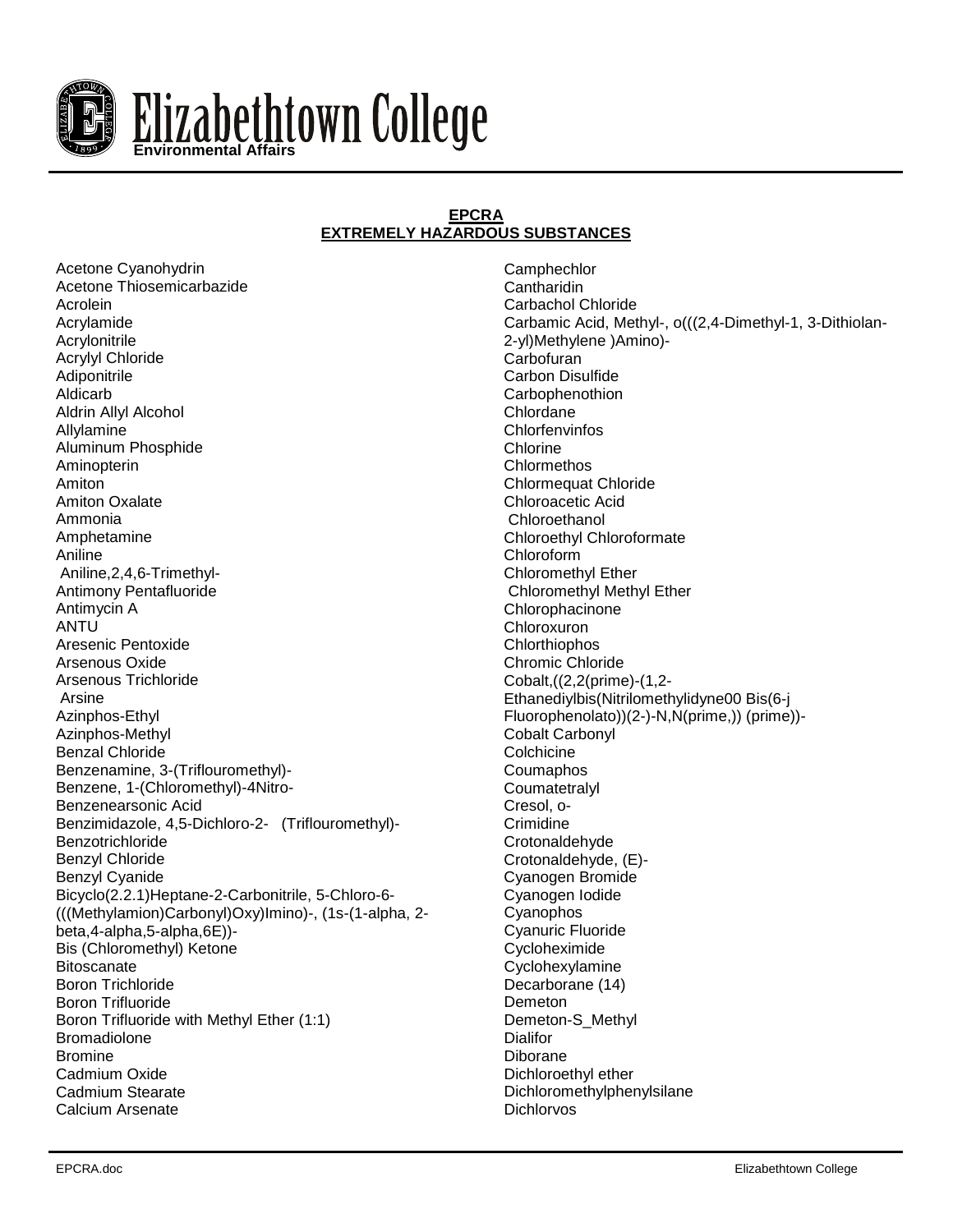# EPCRA
## EXTREMELY HAZARDOUS SUBSTANCES

Acetone Cyanohydrin
Acetone Thiosemicarbazide
Acrolein
Acrylamide
Acrylonitrile
Acrylyl Chloride
Adiponitrile
Aldicarb
Aldrin Allyl Alcohol
Allylamine
Aluminum Phosphide
Aminopterin
Amiton
Amiton Oxalate
Ammonia
Amphetamine
Aniline
Aniline,2,4,6-Trimethyl-
Antimony Pentafluoride
Antimycin A
ANTU
Aresenic Pentoxide
Arsenous Oxide
Arsenous Trichloride
Arsine
Azinphos-Ethyl
Azinphos-Methyl
Benzal Chloride
Benzenamine, 3-(Triflouromethyl)-
Benzene, 1-(Chloromethyl)-4Nitro-
Benzenearsonic Acid
Benzimidazole, 4,5-Dichloro-2- (Triflouromethyl)-
Benzotrichloride
Benzyl Chloride
Benzyl Cyanide
Bicyclo(2.2.1)Heptane-2-Carbonitrile, 5-Chloro-6-(((Methylamion)Carbonyl)Oxy)Imino)-, (1s-(1-alpha, 2-beta,4-alpha,5-alpha,6E))-
Bis (Chloromethyl) Ketone
Bitoscanate
Boron Trichloride
Boron Trifluoride
Boron Trifluoride with Methyl Ether (1:1)
Bromadiolone
Bromine
Cadmium Oxide
Cadmium Stearate
Calcium Arsenate
Camphechlor
Cantharidin
Carbachol Chloride
Carbamic Acid, Methyl-, o(((2,4-Dimethyl-1, 3-Dithiolan-2-yl)Methylene )Amino)-
Carbofuran
Carbon Disulfide
Carbophenothion
Chlordane
Chlorfenvinfos
Chlorine
Chlormethos
Chlormequat Chloride
Chloroacetic Acid
Chloroethanol
Chloroethyl Chloroformate
Chloroform
Chloromethyl Ether
Chloromethyl Methyl Ether
Chlorophacinone
Chloroxuron
Chlorthiophos
Chromic Chloride
Cobalt,((2,2(prime)-(1,2-Ethanediylbis(Nitrilomethylidyne00 Bis(6-j Fluorophenolato))(2-)-N,N(prime,)) (prime))-
Cobalt Carbonyl
Colchicine
Coumaphos
Coumatetralyl
Cresol, o-
Crimidine
Crotonaldehyde
Crotonaldehyde, (E)-
Cyanogen Bromide
Cyanogen Iodide
Cyanophos
Cyanuric Fluoride
Cycloheximide
Cyclohexylamine
Decarborane (14)
Demeton
Demeton-S_Methyl
Dialifor
Diborane
Dichloroethyl ether
Dichloromethylphenylsilane
Dichlorvos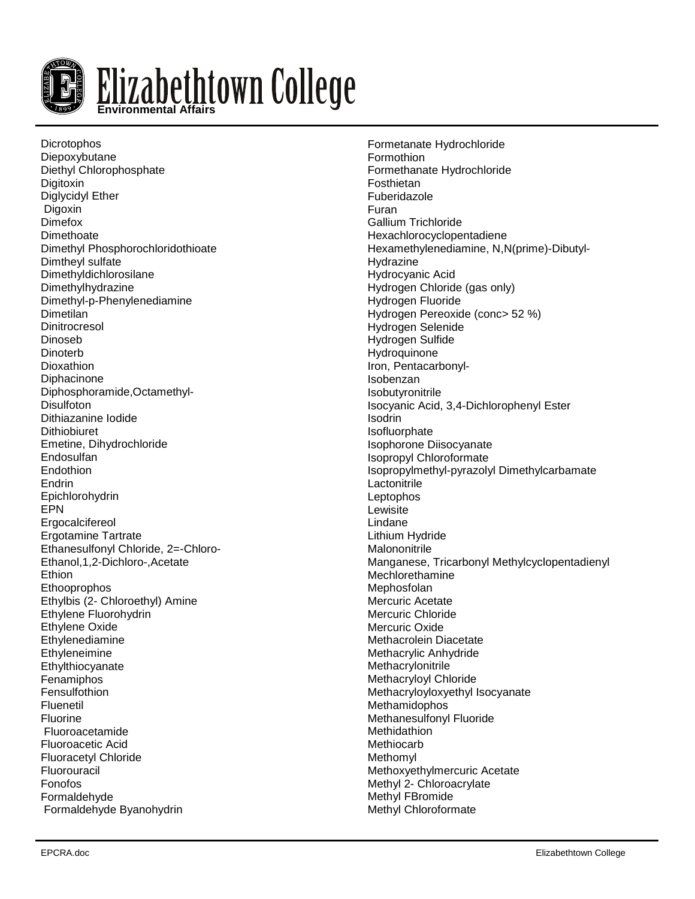Dicrotophos
Diepoxybutane
Diethyl Chlorophosphate
Digitoxin
Diglycidyl Ether
Digoxin
Dimefox
Dimethoate
Dimethyl Phosphorochloridothioate
Dimtheyl sulfate
Dimethyldichlorosilane
Dimethylhydrazine
Dimethyl-p-Phenylenediamine
Dimetilan
Dinitrocresol
Dinoseb
Dinoterb
Dioxathion
Diphacinone
Diphosphoramide,Octamethyl-
Disulfoton
Dithiazanine Iodide
Dithiobiuret
Emetine, Dihydrochloride
Endosulfan
Endothion
Endrin
Epichlorohydrin
EPN
Ergocalcifereol
Ergotamine Tartrate
Ethanesulfonyl Chloride, 2=-Chloro-
Ethanol,1,2-Dichloro-,Acetate
Ethion
Ethoopprophos
Ethylbis (2- Chloroethyl) Amine
Ethylene Fluorohydrin
Ethylene Oxide
Ethylenediamine
Ethyleneimine
Ethylthiocyanate
Fenamiphos
Fensulfothion
Fluenetil
Fluorine
Fluoroacetamide
Fluoroacetic Acid
Fluoracetyl Chloride
Fluorouracil
Fonofos
Formaldehyde
Formaldehyde Byanohydrin
Formetanate Hydrochloride
Formothion
Formethanate Hydrochloride
Fosthietan
Fuberidazole
Furan
Gallium Trichloride
Hexachlorocyclopentadiene
Hexamethylenediamine, N,N(prime)-Dibutyl-
Hydrazine
Hydrocyanic Acid
Hydrogen Chloride (gas only)
Hydrogen Fluoride
Hydrogen Pereoxide (conc> 52 %)
Hydrogen Selenide
Hydrogen Sulfide
Hydroquinone
Iron, Pentacarbonyl-
Isobenzan
Isobutyronitrile
Isocyanic Acid, 3,4-Dichlorophenyl Ester
Isodrin
Isofluorphate
Isophorone Diisocyanate
Isopropyl Chloroformate
Isopropylmethyl-pyrazolyl Dimethylcarbamate
Lactonitrile
Leptophos
Lewisite
Lindane
Lithium Hydride
Malononitrile
Manganese, Tricarbonyl Methylcyclopentadienyl
Mechlorethamine
Mephosfolan
Mercuric Acetate
Mercuric Chloride
Mercuric Oxide
Methacrolein Diacetate
Methacrylic Anhydride
Methacrylonitrile
Methacryloyl Chloride
Methacryloyloxyethyl Isocyanate
Methamidophos
Methanesulfonyl Fluoride
Methidathion
Methiocarb
Methomyl
Methoxyethylmercuric Acetate
Methyl 2- Chloroacrylate
Methyl FBromide
Methyl Chloroformate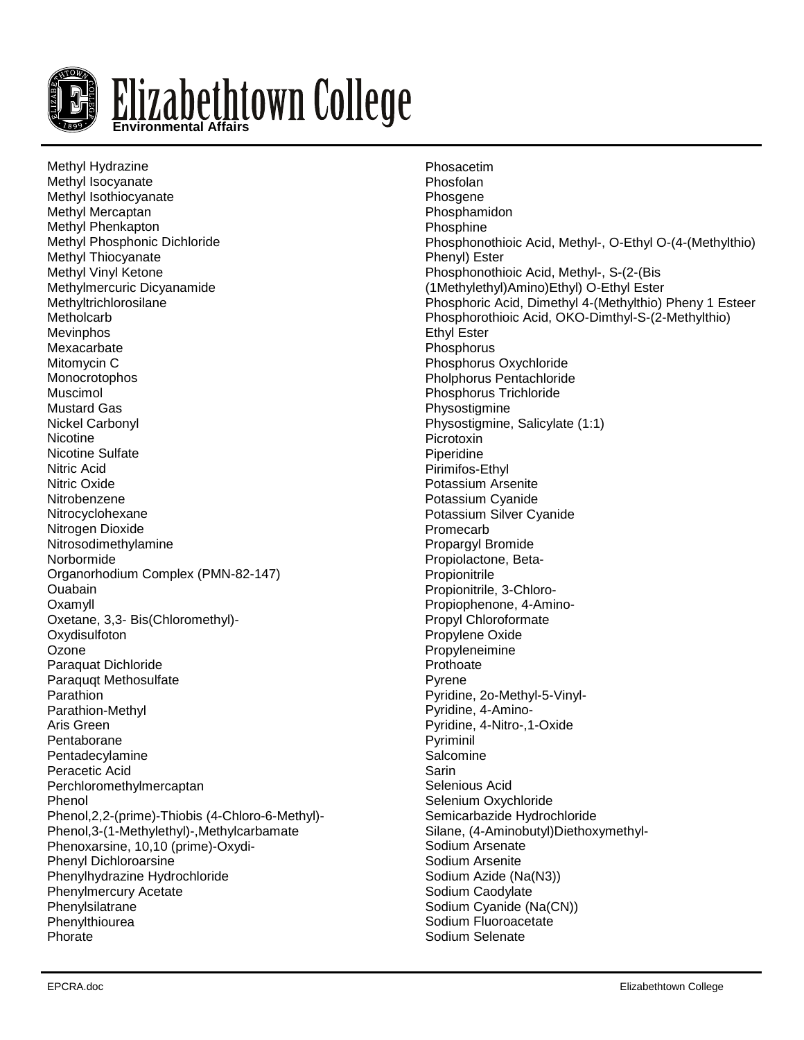Methyl Hydrazine
Methyl Isocyanate
Methyl Isothiocyanate
Methyl Mercaptan
Methyl Phenkapton
Methyl Phosphonic Dichloride
Methyl Thiocyanate
Methyl Vinyl Ketone
Methylmercuric Dicyanamide
Methyltrichlorosilane
Metholcarb
Mevinphos
Mexacarbate
Mitomycin C
Monocrotophos
Muscimol
Mustard Gas
Nickel Carbonyl
Nicotine
Nicotine Sulfate
Nitric Acid
Nitric Oxide
Nitrobenzene
Nitrocyclohexane
Nitrogen Dioxide
Nitrosodimethylamine
Norbormide
Organorhodium Complex (PMN-82-147)
Ouabain
Oxamyll
Oxetane, 3,3- Bis(Chloromethyl)-
Oxydisulfoton
Ozone
Paraquat Dichloride
Paraquqt Methosulfate
Parathion
Parathion-Methyl
Aris Green
Pentaborane
Pentadecylamine
Peracetic Acid
Perchloromethylmercaptan
Phenol
Phenol,2,2-(prime)-Thiobis (4-Chloro-6-Methyl)-
Phenol,3-(1-Methylethyl)-,Methylcarbamate
Phenoxarsine, 10,10 (prime)-Oxydi-
Phenyl Dichloroarsine
Phenylhydrazine Hydrochloride
Phenylmercury Acetate
Phenylsilatrane
Phenylthiourea
Phorate
Phosacetim
Phosfolan
Phosgene
Phosphamidon
Phosphine
Phosphonothioic Acid, Methyl-, O-Ethyl O-(4-(Methylthio) Phenyl) Ester
Phosphonothioic Acid, Methyl-, S-(2-(Bis (1Methylethyl)Amino)Ethyl) O-Ethyl Ester
Phosphoric Acid, Dimethyl 4-(Methylthio) Pheny 1 Esteer
Phosphorothioic Acid, OKO-Dimthyl-S-(2-Methylthio) Ethyl Ester
Phosphorus
Phosphorus Oxychloride
Pholphorus Pentachloride
Phosphorus Trichloride
Physostigmine
Physostigmine, Salicylate (1:1)
Picrotoxin
Piperidine
Pirimifos-Ethyl
Potassium Arsenite
Potassium Cyanide
Potassium Silver Cyanide
Promecarb
Propargyl Bromide
Propiolactone, Beta-
Propionitrile
Propionitrile, 3-Chloro-
Propiophenone, 4-Amino-
Propyl Chloroformate
Propylene Oxide
Propyleneimine
Prothoate
Pyrene
Pyridine, 2o-Methyl-5-Vinyl-
Pyridine, 4-Amino-
Pyridine, 4-Nitro-,1-Oxide
Pyriminil
Salcomine
Sarin
Selenious Acid
Selenium Oxychloride
Semicarbazide Hydrochloride
Silane, (4-Aminobutyl)Diethoxymethyl-
Sodium Arsenate
Sodium Arsenite
Sodium Azide (Na(N3))
Sodium Caodylate
Sodium Cyanide (Na(CN))
Sodium Fluoroacetate
Sodium Selenate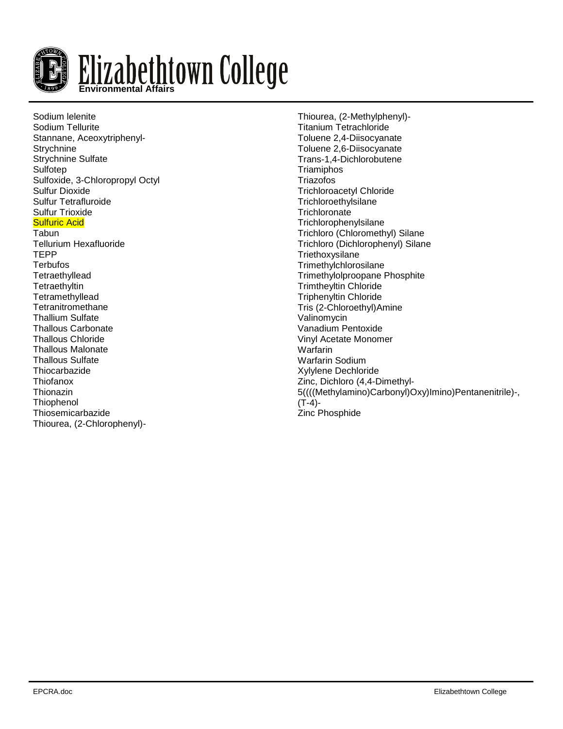Sodium lelenite
Sodium Tellurite
Stannane, Aceoxytriphenyl-
Strychnine
Strychnine Sulfate
Sulfotep
Sulfoxide, 3-Chloropropyl Octyl
Sulfur Dioxide
Sulfur Tetrafluroide
Sulfur Trioxide
Sulfuric Acid
Tabun
Tellurium Hexafluoride
TEPP
Terbufos
Tetraethyllead
Tetraethyltin
Tetramethyllead
Tetranitromethane
Thallium Sulfate
Thallous Carbonate
Thallous Chloride
Thallous Malonate
Thallous Sulfate
Thiocarbazide
Thiofanox
Thionazin
Thiophenol
Thiosemicarbazide
Thiourea, (2-Chlorophenyl)-
Thiourea, (2-Methylphenyl)-
Titanium Tetrachloride
Toluene 2,4-Diisocyanate
Toluene 2,6-Diisocyanate
Trans-1,4-Dichlorobutene
Triamiphos
Triazofos
Trichloroacetyl Chloride
Trichloroethylsilane
Trichloronate
Trichlorophenylsilane
Trichloro (Chloromethyl) Silane
Trichloro (Dichlorophenyl) Silane
Triethoxysilane
Trimethylchlorosilane
Trimethylolproopane Phosphite
Trimtheyltin Chloride
Triphenyltin Chloride
Tris (2-Chloroethyl)Amine
Valinomycin
Vanadium Pentoxide
Vinyl Acetate Monomer
Warfarin
Warfarin Sodium
Xylylene Dechloride
Zinc, Dichloro (4,4-Dimethyl-5((((Methylamino)Carbonyl)Oxy)Imino)Pentanenitrile)-, (T-4)-
Zinc Phosphide